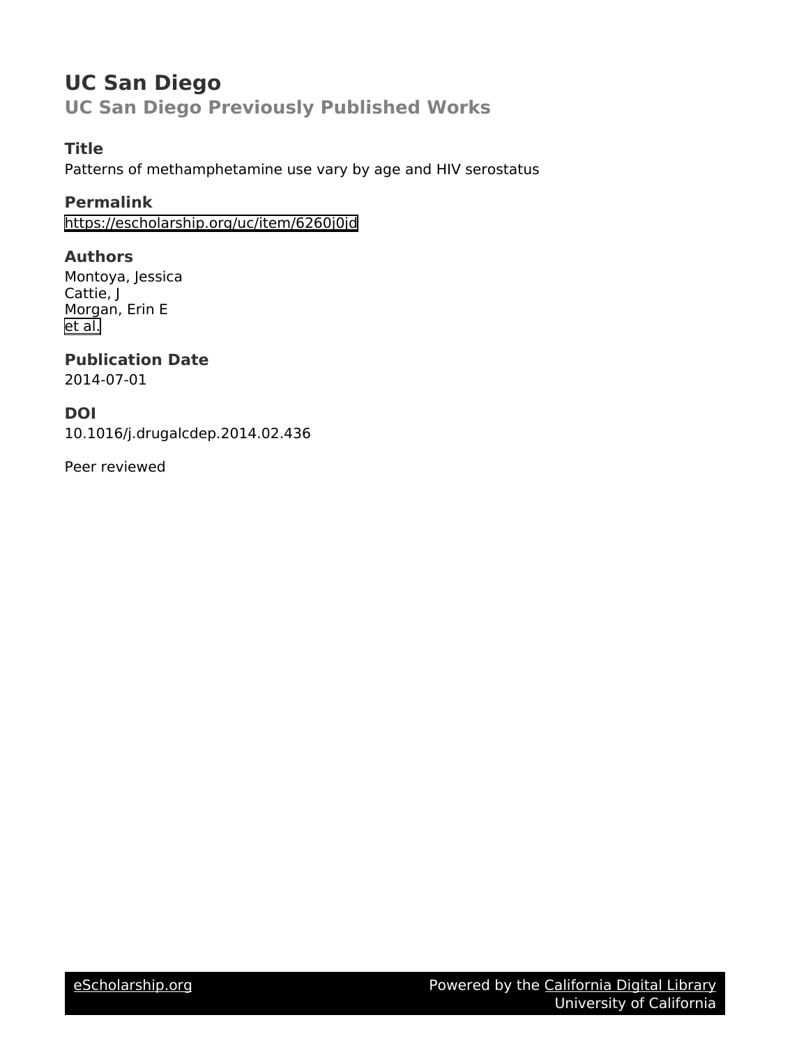# UC San Diego

## UC San Diego Previously Published Works

### Title

Patterns of methamphetamine use vary by age and HIV serostatus

### Permalink

https://escholarship.org/uc/item/6260j0jd

### Authors

Montoya, Jessica
Cattie, J
Morgan, Erin E
et al.

### Publication Date

2014-07-01

### DOI

10.1016/j.drugalcdep.2014.02.436

Peer reviewed

eScholarship.org — Powered by the California Digital Library, University of California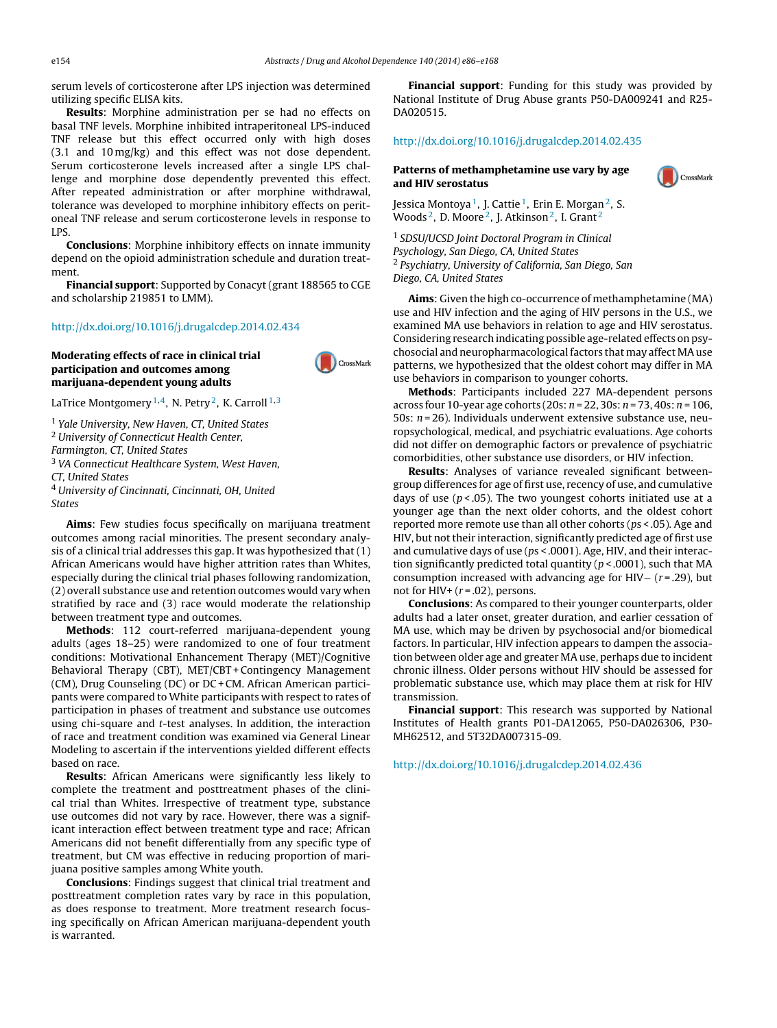serum levels of corticosterone after LPS injection was determined utilizing specific ELISA kits.

**Results**: Morphine administration per se had no effects on basal TNF levels. Morphine inhibited intraperitoneal LPS-induced TNF release but this effect occurred only with high doses (3.1 and 10 mg/kg) and this effect was not dose dependent. Serum corticosterone levels increased after a single LPS challenge and morphine dose dependently prevented this effect. After repeated administration or after morphine withdrawal, tolerance was developed to morphine inhibitory effects on peritoneal TNF release and serum corticosterone levels in response to LPS.

**Conclusions**: Morphine inhibitory effects on innate immunity depend on the opioid administration schedule and duration treatment.

**Financial support**: Supported by Conacyt (grant 188565 to CGE and scholarship 219851 to LMM).

http://dx.doi.org/10.1016/j.drugalcdep.2014.02.434

### Moderating effects of race in clinical trial participation and outcomes among marijuana-dependent young adults

LaTrice Montgomery[1,4], N. Petry[2], K. Carroll[1,3]

[1] *Yale University, New Haven, CT, United States*
[2] *University of Connecticut Health Center, Farmington, CT, United States*
[3] *VA Connecticut Healthcare System, West Haven, CT, United States*
[4] *University of Cincinnati, Cincinnati, OH, United States*

**Aims**: Few studies focus specifically on marijuana treatment outcomes among racial minorities. The present secondary analysis of a clinical trial addresses this gap. It was hypothesized that (1) African Americans would have higher attrition rates than Whites, especially during the clinical trial phases following randomization, (2) overall substance use and retention outcomes would vary when stratified by race and (3) race would moderate the relationship between treatment type and outcomes.

**Methods**: 112 court-referred marijuana-dependent young adults (ages 18–25) were randomized to one of four treatment conditions: Motivational Enhancement Therapy (MET)/Cognitive Behavioral Therapy (CBT), MET/CBT + Contingency Management (CM), Drug Counseling (DC) or DC + CM. African American participants were compared to White participants with respect to rates of participation in phases of treatment and substance use outcomes using chi-square and *t*-test analyses. In addition, the interaction of race and treatment condition was examined via General Linear Modeling to ascertain if the interventions yielded different effects based on race.

**Results**: African Americans were significantly less likely to complete the treatment and posttreatment phases of the clinical trial than Whites. Irrespective of treatment type, substance use outcomes did not vary by race. However, there was a significant interaction effect between treatment type and race; African Americans did not benefit differentially from any specific type of treatment, but CM was effective in reducing proportion of marijuana positive samples among White youth.

**Conclusions**: Findings suggest that clinical trial treatment and posttreatment completion rates vary by race in this population, as does response to treatment. More treatment research focusing specifically on African American marijuana-dependent youth is warranted.

**Financial support**: Funding for this study was provided by National Institute of Drug Abuse grants P50-DA009241 and R25-DA020515.

http://dx.doi.org/10.1016/j.drugalcdep.2014.02.435

### Patterns of methamphetamine use vary by age and HIV serostatus

Jessica Montoya[1], J. Cattie[1], Erin E. Morgan[2], S. Woods[2], D. Moore[2], J. Atkinson[2], I. Grant[2]

[1] *SDSU/UCSD Joint Doctoral Program in Clinical Psychology, San Diego, CA, United States*
[2] *Psychiatry, University of California, San Diego, San Diego, CA, United States*

**Aims**: Given the high co-occurrence of methamphetamine (MA) use and HIV infection and the aging of HIV persons in the U.S., we examined MA use behaviors in relation to age and HIV serostatus. Considering research indicating possible age-related effects on psychosocial and neuropharmacological factors that may affect MA use patterns, we hypothesized that the oldest cohort may differ in MA use behaviors in comparison to younger cohorts.

**Methods**: Participants included 227 MA-dependent persons across four 10-year age cohorts (20s: $n = 22$, 30s: $n = 73$, 40s: $n = 106$, 50s: $n = 26$). Individuals underwent extensive substance use, neuropsychological, medical, and psychiatric evaluations. Age cohorts did not differ on demographic factors or prevalence of psychiatric comorbidities, other substance use disorders, or HIV infection.

**Results**: Analyses of variance revealed significant between-group differences for age of first use, recency of use, and cumulative days of use ($p < .05$). The two youngest cohorts initiated use at a younger age than the next older cohorts, and the oldest cohort reported more remote use than all other cohorts ($ps < .05$). Age and HIV, but not their interaction, significantly predicted age of first use and cumulative days of use ($ps < .0001$). Age, HIV, and their interaction significantly predicted total quantity ($p < .0001$), such that MA consumption increased with advancing age for HIV− ($r = .29$), but not for HIV+ ($r = .02$), persons.

**Conclusions**: As compared to their younger counterparts, older adults had a later onset, greater duration, and earlier cessation of MA use, which may be driven by psychosocial and/or biomedical factors. In particular, HIV infection appears to dampen the association between older age and greater MA use, perhaps due to incident chronic illness. Older persons without HIV should be assessed for problematic substance use, which may place them at risk for HIV transmission.

**Financial support**: This research was supported by National Institutes of Health grants P01-DA12065, P50-DA026306, P30-MH62512, and 5T32DA007315-09.

http://dx.doi.org/10.1016/j.drugalcdep.2014.02.436